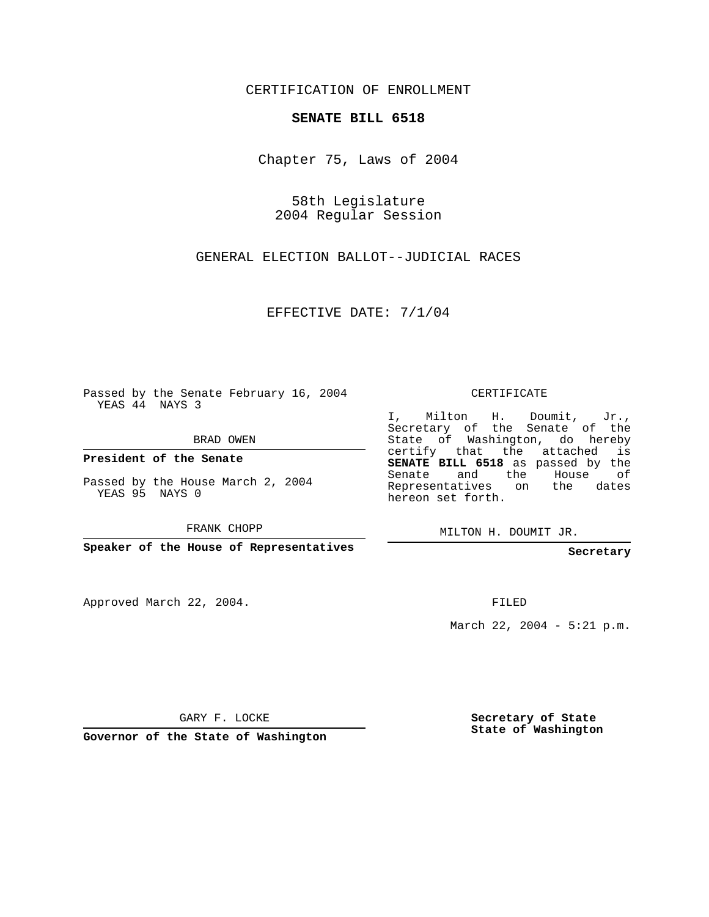CERTIFICATION OF ENROLLMENT

**SENATE BILL 6518**

Chapter 75, Laws of 2004

58th Legislature
2004 Regular Session

GENERAL ELECTION BALLOT--JUDICIAL RACES

EFFECTIVE DATE: 7/1/04

Passed by the Senate February 16, 2004
YEAS 44 NAYS 3

BRAD OWEN

**President of the Senate**

Passed by the House March 2, 2004
YEAS 95 NAYS 0

FRANK CHOPP

**Speaker of the House of Representatives**

CERTIFICATE

I, Milton H. Doumit, Jr., Secretary of the Senate of the State of Washington, do hereby certify that the attached is **SENATE BILL 6518** as passed by the Senate and the House of Representatives on the dates hereon set forth.

MILTON H. DOUMIT JR.

**Secretary**

Approved March 22, 2004.

FILED

March 22, 2004 - 5:21 p.m.

GARY F. LOCKE

**Governor of the State of Washington**

**Secretary of State**
**State of Washington**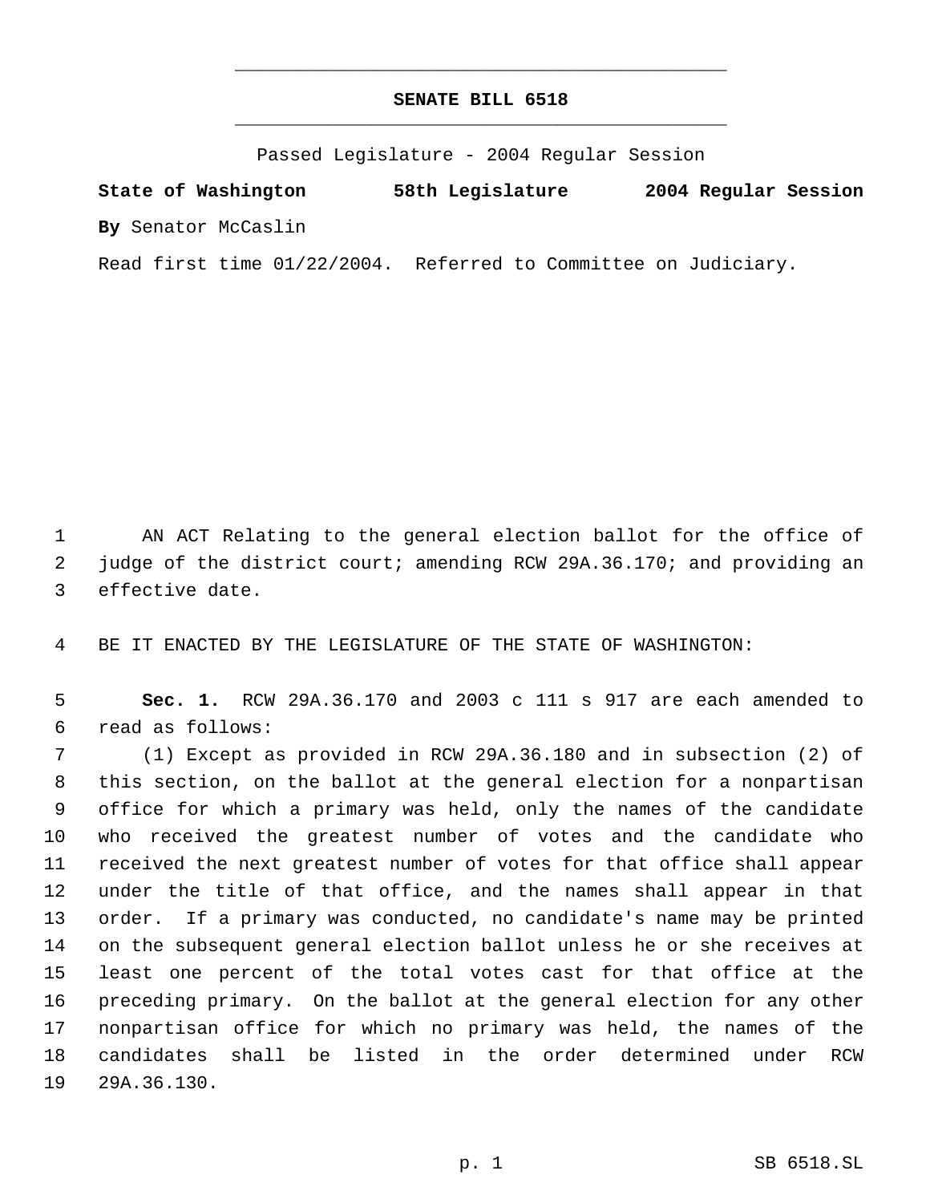# SENATE BILL 6518

Passed Legislature - 2004 Regular Session

**State of Washington 58th Legislature 2004 Regular Session**

**By** Senator McCaslin

Read first time 01/22/2004. Referred to Committee on Judiciary.

AN ACT Relating to the general election ballot for the office of judge of the district court; amending RCW 29A.36.170; and providing an effective date.

BE IT ENACTED BY THE LEGISLATURE OF THE STATE OF WASHINGTON:

**Sec. 1.** RCW 29A.36.170 and 2003 c 111 s 917 are each amended to read as follows:

(1) Except as provided in RCW 29A.36.180 and in subsection (2) of this section, on the ballot at the general election for a nonpartisan office for which a primary was held, only the names of the candidate who received the greatest number of votes and the candidate who received the next greatest number of votes for that office shall appear under the title of that office, and the names shall appear in that order. If a primary was conducted, no candidate's name may be printed on the subsequent general election ballot unless he or she receives at least one percent of the total votes cast for that office at the preceding primary. On the ballot at the general election for any other nonpartisan office for which no primary was held, the names of the candidates shall be listed in the order determined under RCW 29A.36.130.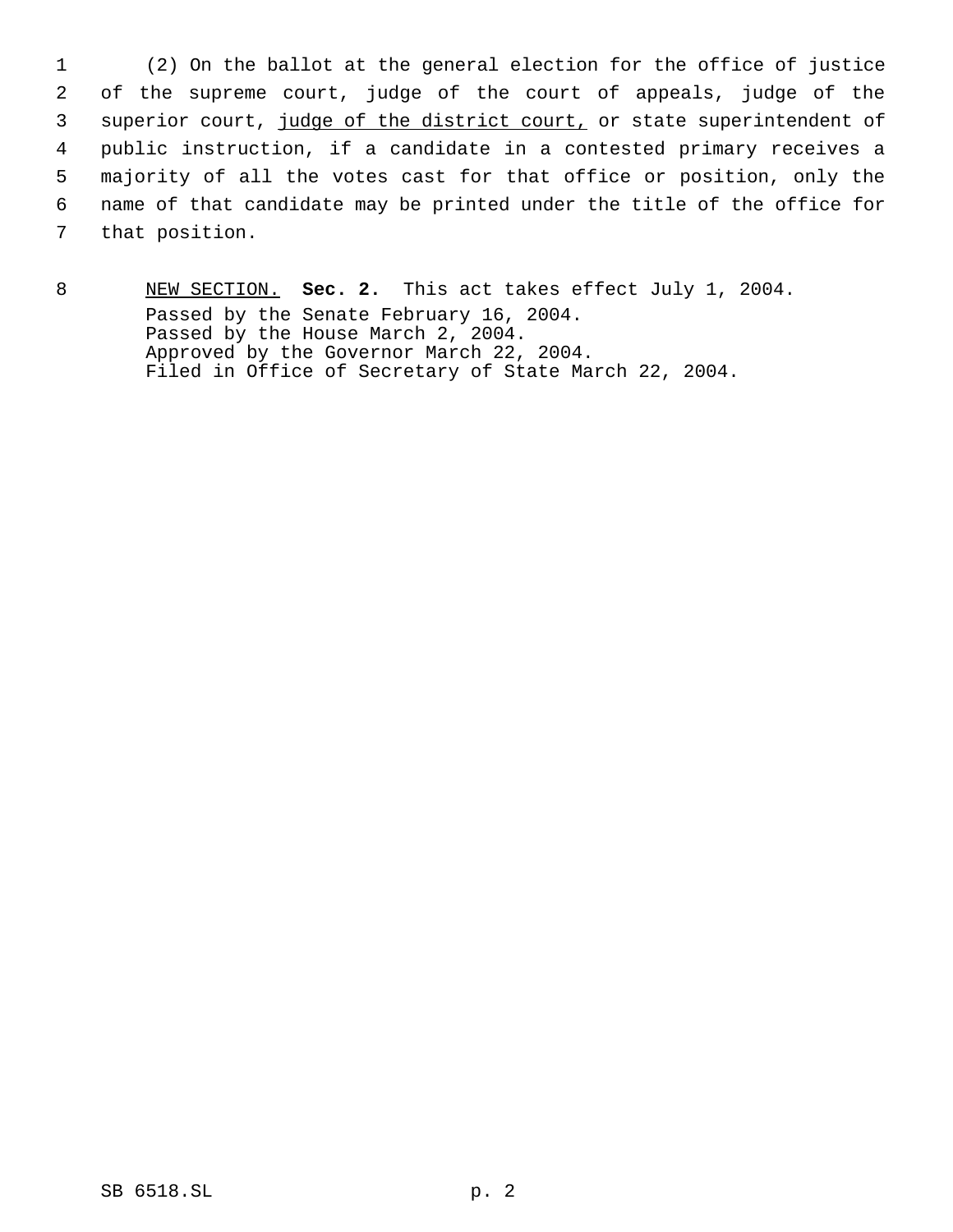(2) On the ballot at the general election for the office of justice of the supreme court, judge of the court of appeals, judge of the superior court, <u>judge of the district court,</u> or state superintendent of public instruction, if a candidate in a contested primary receives a majority of all the votes cast for that office or position, only the name of that candidate may be printed under the title of the office for that position.

<u>NEW SECTION.</u> **Sec. 2.** This act takes effect July 1, 2004.

Passed by the Senate February 16, 2004.
Passed by the House March 2, 2004.
Approved by the Governor March 22, 2004.
Filed in Office of Secretary of State March 22, 2004.